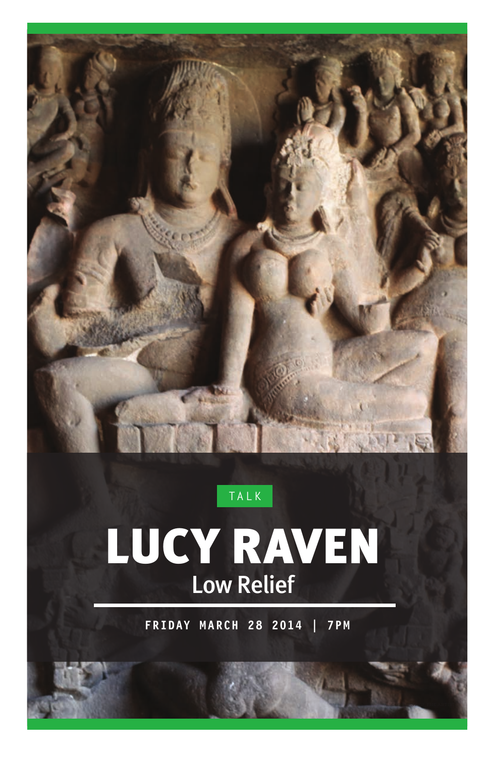TALK

# LUCY RAVEN

## Low Relief

**FRIDAY MARCH 28 2014 | 7PM**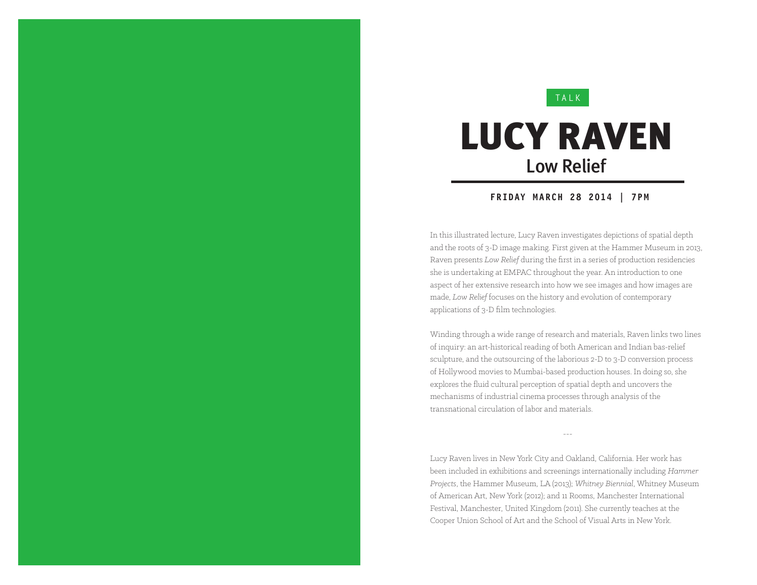TALK

# LUCY RAVEN

## Low Relief

**FRIDAY MARCH 28 2014 | 7PM**

In this illustrated lecture, Lucy Raven investigates depictions of spatial depth and the roots of 3-D image making. First given at the Hammer Museum in 2013, Raven presents *Low Relief* during the first in a series of production residencies she is undertaking at EMPAC throughout the year. An introduction to one aspect of her extensive research into how we see images and how images are made, *Low Relief* focuses on the history and evolution of contemporary applications of 3-D film technologies.

Winding through a wide range of research and materials, Raven links two lines of inquiry: an art-historical reading of both American and Indian bas-relief sculpture, and the outsourcing of the laborious 2-D to 3-D conversion process of Hollywood movies to Mumbai-based production houses. In doing so, she explores the fluid cultural perception of spatial depth and uncovers the mechanisms of industrial cinema processes through analysis of the transnational circulation of labor and materials.

---

Lucy Raven lives in New York City and Oakland, California. Her work has been included in exhibitions and screenings internationally including *Hammer Projects*, the Hammer Museum, LA (2013); *Whitney Biennial*, Whitney Museum of American Art, New York (2012); and 11 Rooms, Manchester International Festival, Manchester, United Kingdom (2011). She currently teaches at the Cooper Union School of Art and the School of Visual Arts in New York.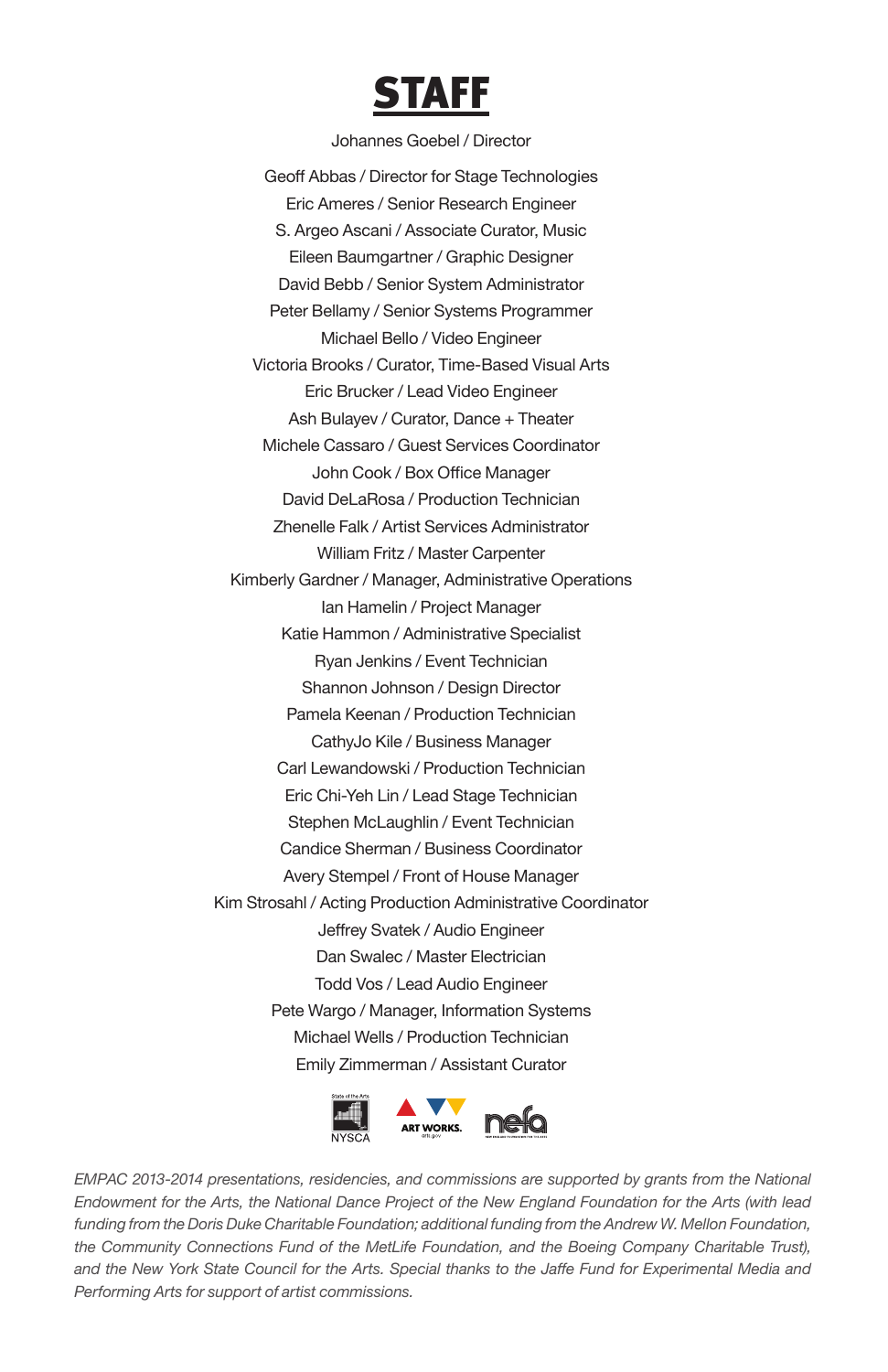# STAFF

Johannes Goebel / Director

Geoff Abbas / Director for Stage Technologies
Eric Ameres / Senior Research Engineer
S. Argeo Ascani / Associate Curator, Music
Eileen Baumgartner / Graphic Designer
David Bebb / Senior System Administrator
Peter Bellamy / Senior Systems Programmer
Michael Bello / Video Engineer
Victoria Brooks / Curator, Time-Based Visual Arts
Eric Brucker / Lead Video Engineer
Ash Bulayev / Curator, Dance + Theater
Michele Cassaro / Guest Services Coordinator
John Cook / Box Office Manager
David DeLaRosa / Production Technician
Zhenelle Falk / Artist Services Administrator
William Fritz / Master Carpenter
Kimberly Gardner / Manager, Administrative Operations
Ian Hamelin / Project Manager
Katie Hammon / Administrative Specialist
Ryan Jenkins / Event Technician
Shannon Johnson / Design Director
Pamela Keenan / Production Technician
CathyJo Kile / Business Manager
Carl Lewandowski / Production Technician
Eric Chi-Yeh Lin / Lead Stage Technician
Stephen McLaughlin / Event Technician
Candice Sherman / Business Coordinator
Avery Stempel / Front of House Manager
Kim Strosahl / Acting Production Administrative Coordinator
Jeffrey Svatek / Audio Engineer
Dan Swalec / Master Electrician
Todd Vos / Lead Audio Engineer
Pete Wargo / Manager, Information Systems
Michael Wells / Production Technician
Emily Zimmerman / Assistant Curator

NYSCA
ART WORKS. arts.gov
nefa

*EMPAC 2013-2014 presentations, residencies, and commissions are supported by grants from the National Endowment for the Arts, the National Dance Project of the New England Foundation for the Arts (with lead funding from the Doris Duke Charitable Foundation; additional funding from the Andrew W. Mellon Foundation, the Community Connections Fund of the MetLife Foundation, and the Boeing Company Charitable Trust), and the New York State Council for the Arts. Special thanks to the Jaffe Fund for Experimental Media and Performing Arts for support of artist commissions.*